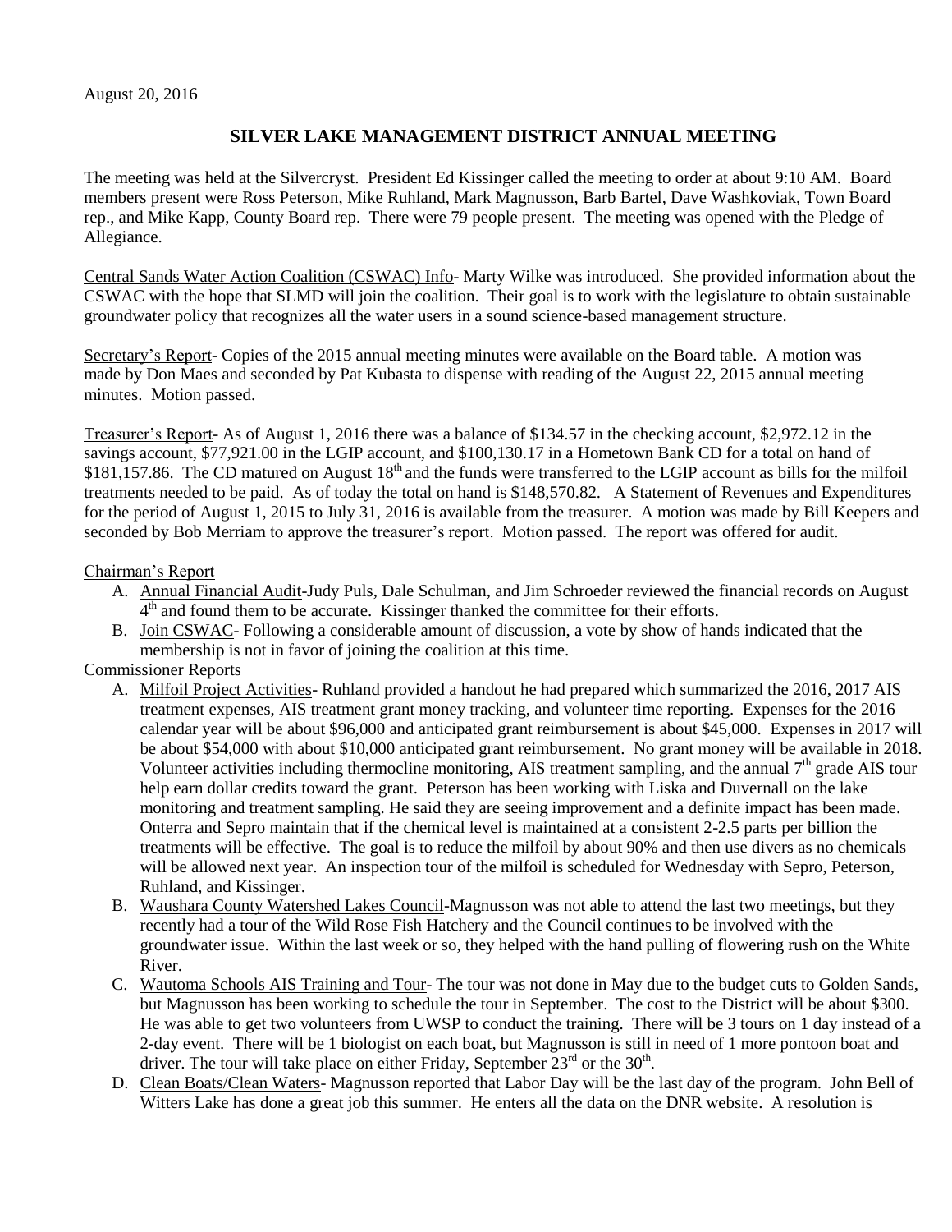August 20, 2016

# SILVER LAKE MANAGEMENT DISTRICT ANNUAL MEETING

The meeting was held at the Silvercryst. President Ed Kissinger called the meeting to order at about 9:10 AM. Board members present were Ross Peterson, Mike Ruhland, Mark Magnusson, Barb Bartel, Dave Washkoviak, Town Board rep., and Mike Kapp, County Board rep. There were 79 people present. The meeting was opened with the Pledge of Allegiance.

Central Sands Water Action Coalition (CSWAC) Info- Marty Wilke was introduced. She provided information about the CSWAC with the hope that SLMD will join the coalition. Their goal is to work with the legislature to obtain sustainable groundwater policy that recognizes all the water users in a sound science-based management structure.

Secretary's Report- Copies of the 2015 annual meeting minutes were available on the Board table. A motion was made by Don Maes and seconded by Pat Kubasta to dispense with reading of the August 22, 2015 annual meeting minutes. Motion passed.

Treasurer's Report- As of August 1, 2016 there was a balance of $134.57 in the checking account, $2,972.12 in the savings account, $77,921.00 in the LGIP account, and $100,130.17 in a Hometown Bank CD for a total on hand of $181,157.86. The CD matured on August 18th and the funds were transferred to the LGIP account as bills for the milfoil treatments needed to be paid. As of today the total on hand is $148,570.82. A Statement of Revenues and Expenditures for the period of August 1, 2015 to July 31, 2016 is available from the treasurer. A motion was made by Bill Keepers and seconded by Bob Merriam to approve the treasurer's report. Motion passed. The report was offered for audit.

Chairman's Report

A. Annual Financial Audit-Judy Puls, Dale Schulman, and Jim Schroeder reviewed the financial records on August 4th and found them to be accurate. Kissinger thanked the committee for their efforts.
B. Join CSWAC- Following a considerable amount of discussion, a vote by show of hands indicated that the membership is not in favor of joining the coalition at this time.

Commissioner Reports

A. Milfoil Project Activities- Ruhland provided a handout he had prepared which summarized the 2016, 2017 AIS treatment expenses, AIS treatment grant money tracking, and volunteer time reporting. Expenses for the 2016 calendar year will be about $96,000 and anticipated grant reimbursement is about $45,000. Expenses in 2017 will be about $54,000 with about $10,000 anticipated grant reimbursement. No grant money will be available in 2018. Volunteer activities including thermocline monitoring, AIS treatment sampling, and the annual 7th grade AIS tour help earn dollar credits toward the grant. Peterson has been working with Liska and Duvernall on the lake monitoring and treatment sampling. He said they are seeing improvement and a definite impact has been made. Onterra and Sepro maintain that if the chemical level is maintained at a consistent 2-2.5 parts per billion the treatments will be effective. The goal is to reduce the milfoil by about 90% and then use divers as no chemicals will be allowed next year. An inspection tour of the milfoil is scheduled for Wednesday with Sepro, Peterson, Ruhland, and Kissinger.
B. Waushara County Watershed Lakes Council-Magnusson was not able to attend the last two meetings, but they recently had a tour of the Wild Rose Fish Hatchery and the Council continues to be involved with the groundwater issue. Within the last week or so, they helped with the hand pulling of flowering rush on the White River.
C. Wautoma Schools AIS Training and Tour- The tour was not done in May due to the budget cuts to Golden Sands, but Magnusson has been working to schedule the tour in September. The cost to the District will be about $300. He was able to get two volunteers from UWSP to conduct the training. There will be 3 tours on 1 day instead of a 2-day event. There will be 1 biologist on each boat, but Magnusson is still in need of 1 more pontoon boat and driver. The tour will take place on either Friday, September 23rd or the 30th.
D. Clean Boats/Clean Waters- Magnusson reported that Labor Day will be the last day of the program. John Bell of Witters Lake has done a great job this summer. He enters all the data on the DNR website. A resolution is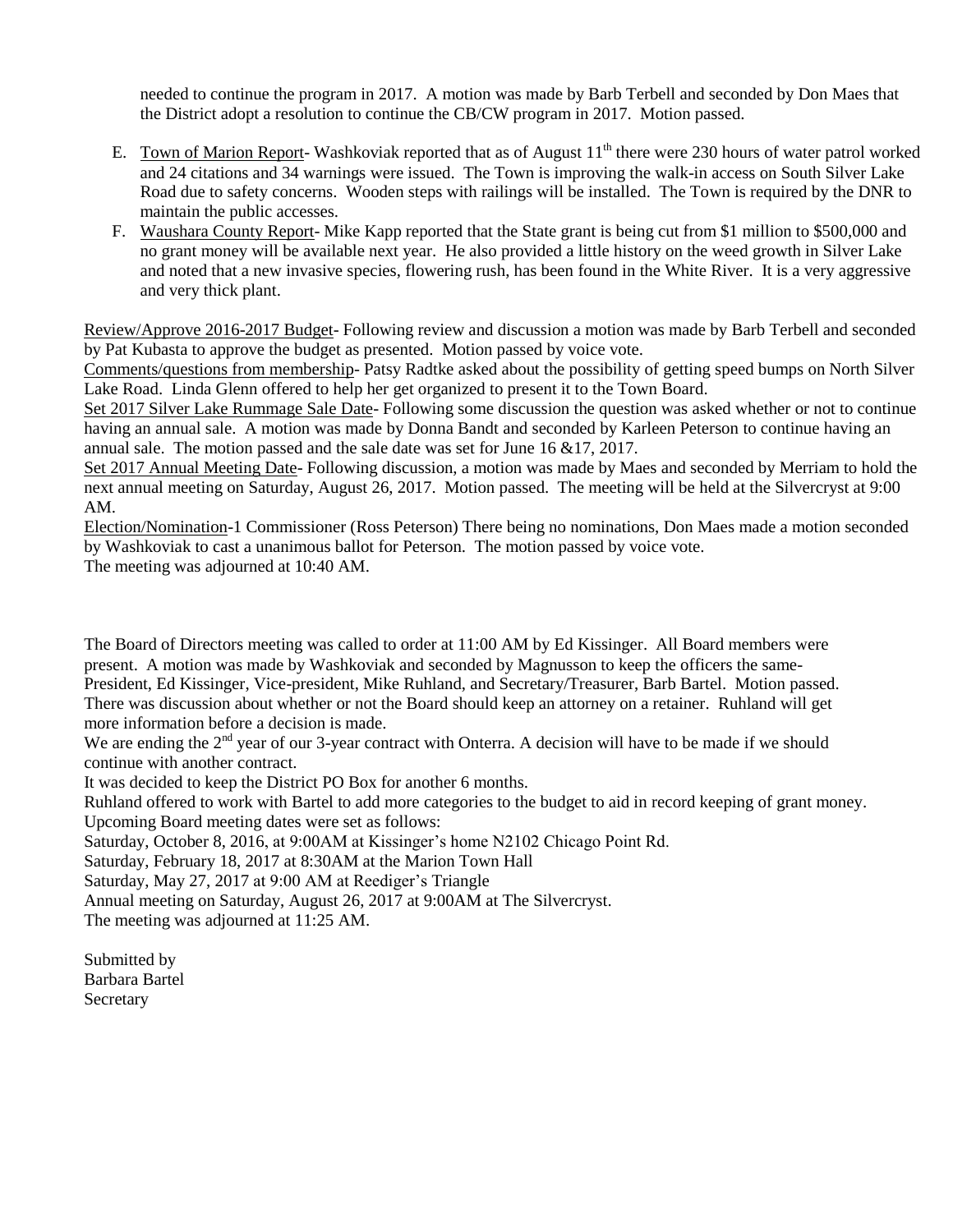needed to continue the program in 2017. A motion was made by Barb Terbell and seconded by Don Maes that the District adopt a resolution to continue the CB/CW program in 2017. Motion passed.

E. Town of Marion Report- Washkoviak reported that as of August 11th there were 230 hours of water patrol worked and 24 citations and 34 warnings were issued. The Town is improving the walk-in access on South Silver Lake Road due to safety concerns. Wooden steps with railings will be installed. The Town is required by the DNR to maintain the public accesses.

F. Waushara County Report- Mike Kapp reported that the State grant is being cut from $1 million to $500,000 and no grant money will be available next year. He also provided a little history on the weed growth in Silver Lake and noted that a new invasive species, flowering rush, has been found in the White River. It is a very aggressive and very thick plant.

Review/Approve 2016-2017 Budget- Following review and discussion a motion was made by Barb Terbell and seconded by Pat Kubasta to approve the budget as presented. Motion passed by voice vote.

Comments/questions from membership- Patsy Radtke asked about the possibility of getting speed bumps on North Silver Lake Road. Linda Glenn offered to help her get organized to present it to the Town Board.

Set 2017 Silver Lake Rummage Sale Date- Following some discussion the question was asked whether or not to continue having an annual sale. A motion was made by Donna Bandt and seconded by Karleen Peterson to continue having an annual sale. The motion passed and the sale date was set for June 16 &17, 2017.

Set 2017 Annual Meeting Date- Following discussion, a motion was made by Maes and seconded by Merriam to hold the next annual meeting on Saturday, August 26, 2017. Motion passed. The meeting will be held at the Silvercryst at 9:00 AM.

Election/Nomination-1 Commissioner (Ross Peterson) There being no nominations, Don Maes made a motion seconded by Washkoviak to cast a unanimous ballot for Peterson. The motion passed by voice vote.

The meeting was adjourned at 10:40 AM.

The Board of Directors meeting was called to order at 11:00 AM by Ed Kissinger. All Board members were present. A motion was made by Washkoviak and seconded by Magnusson to keep the officers the same- President, Ed Kissinger, Vice-president, Mike Ruhland, and Secretary/Treasurer, Barb Bartel. Motion passed.

There was discussion about whether or not the Board should keep an attorney on a retainer. Ruhland will get more information before a decision is made.

We are ending the 2nd year of our 3-year contract with Onterra. A decision will have to be made if we should continue with another contract.

It was decided to keep the District PO Box for another 6 months.

Ruhland offered to work with Bartel to add more categories to the budget to aid in record keeping of grant money.

Upcoming Board meeting dates were set as follows:

Saturday, October 8, 2016, at 9:00AM at Kissinger's home N2102 Chicago Point Rd.

Saturday, February 18, 2017 at 8:30AM at the Marion Town Hall

Saturday, May 27, 2017 at 9:00 AM at Reediger's Triangle

Annual meeting on Saturday, August 26, 2017 at 9:00AM at The Silvercryst.

The meeting was adjourned at 11:25 AM.

Submitted by
Barbara Bartel
Secretary